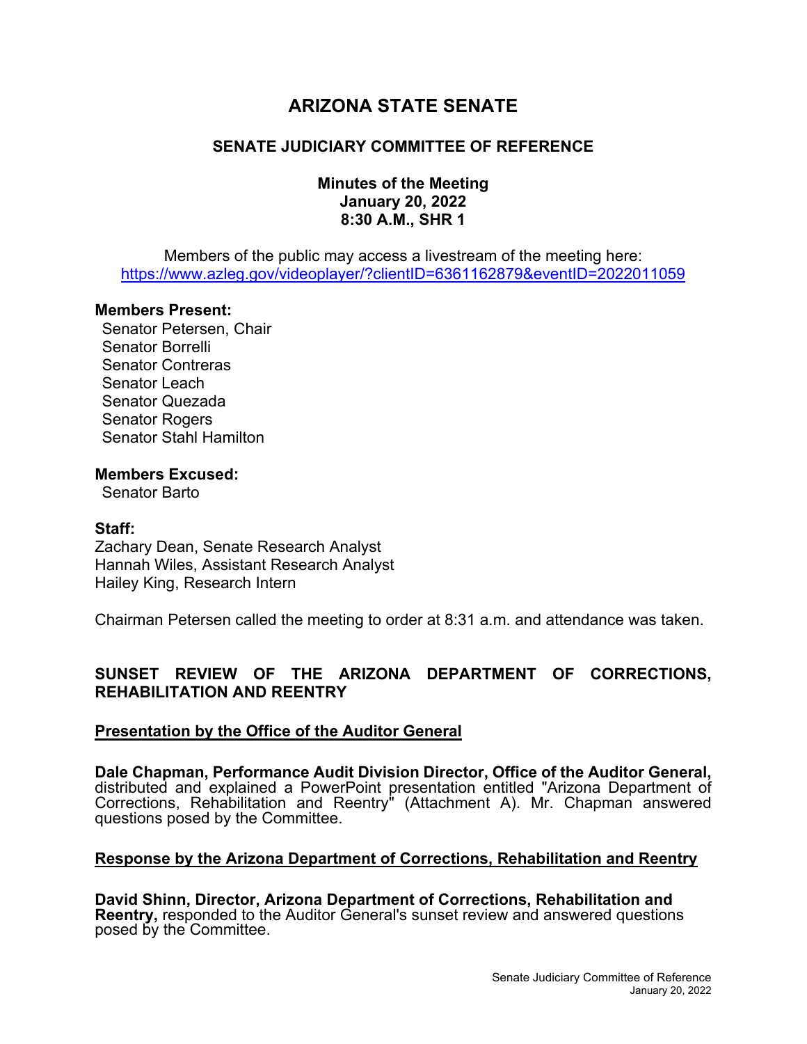# ARIZONA STATE SENATE

## SENATE JUDICIARY COMMITTEE OF REFERENCE

**Minutes of the Meeting**
**January 20, 2022**
**8:30 A.M., SHR 1**

Members of the public may access a livestream of the meeting here:
https://www.azleg.gov/videoplayer/?clientID=6361162879&eventID=2022011059

**Members Present:**
Senator Petersen, Chair
Senator Borrelli
Senator Contreras
Senator Leach
Senator Quezada
Senator Rogers
Senator Stahl Hamilton

**Members Excused:**
Senator Barto

**Staff:**
Zachary Dean, Senate Research Analyst
Hannah Wiles, Assistant Research Analyst
Hailey King, Research Intern

Chairman Petersen called the meeting to order at 8:31 a.m. and attendance was taken.

### SUNSET REVIEW OF THE ARIZONA DEPARTMENT OF CORRECTIONS, REHABILITATION AND REENTRY

**Presentation by the Office of the Auditor General**

**Dale Chapman, Performance Audit Division Director, Office of the Auditor General,** distributed and explained a PowerPoint presentation entitled "Arizona Department of Corrections, Rehabilitation and Reentry" (Attachment A). Mr. Chapman answered questions posed by the Committee.

**Response by the Arizona Department of Corrections, Rehabilitation and Reentry**

**David Shinn, Director, Arizona Department of Corrections, Rehabilitation and Reentry,** responded to the Auditor General's sunset review and answered questions posed by the Committee.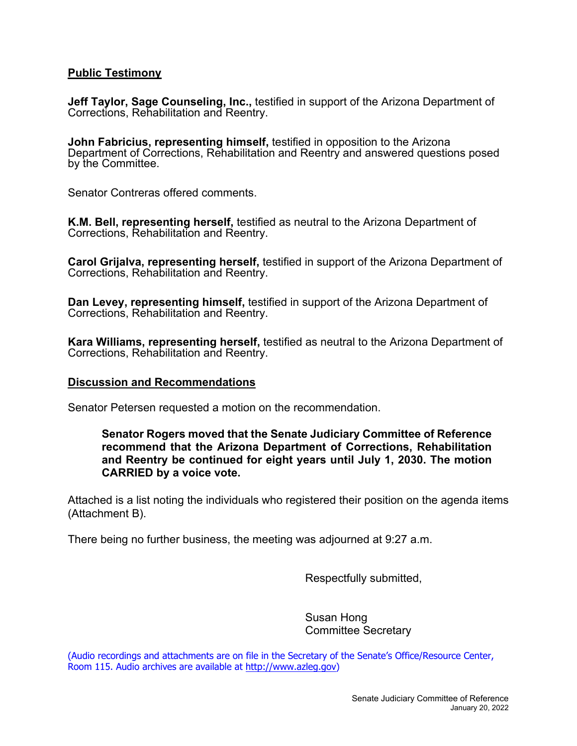**Public Testimony**

**Jeff Taylor, Sage Counseling, Inc.,** testified in support of the Arizona Department of Corrections, Rehabilitation and Reentry.

**John Fabricius, representing himself,** testified in opposition to the Arizona Department of Corrections, Rehabilitation and Reentry and answered questions posed by the Committee.

Senator Contreras offered comments.

**K.M. Bell, representing herself,** testified as neutral to the Arizona Department of Corrections, Rehabilitation and Reentry.

**Carol Grijalva, representing herself,** testified in support of the Arizona Department of Corrections, Rehabilitation and Reentry.

**Dan Levey, representing himself,** testified in support of the Arizona Department of Corrections, Rehabilitation and Reentry.

**Kara Williams, representing herself,** testified as neutral to the Arizona Department of Corrections, Rehabilitation and Reentry.

**Discussion and Recommendations**

Senator Petersen requested a motion on the recommendation.

> **Senator Rogers moved that the Senate Judiciary Committee of Reference recommend that the Arizona Department of Corrections, Rehabilitation and Reentry be continued for eight years until July 1, 2030. The motion CARRIED by a voice vote.**

Attached is a list noting the individuals who registered their position on the agenda items (Attachment B).

There being no further business, the meeting was adjourned at 9:27 a.m.

Respectfully submitted,

Susan Hong
Committee Secretary

(Audio recordings and attachments are on file in the Secretary of the Senate's Office/Resource Center, Room 115. Audio archives are available at http://www.azleg.gov)